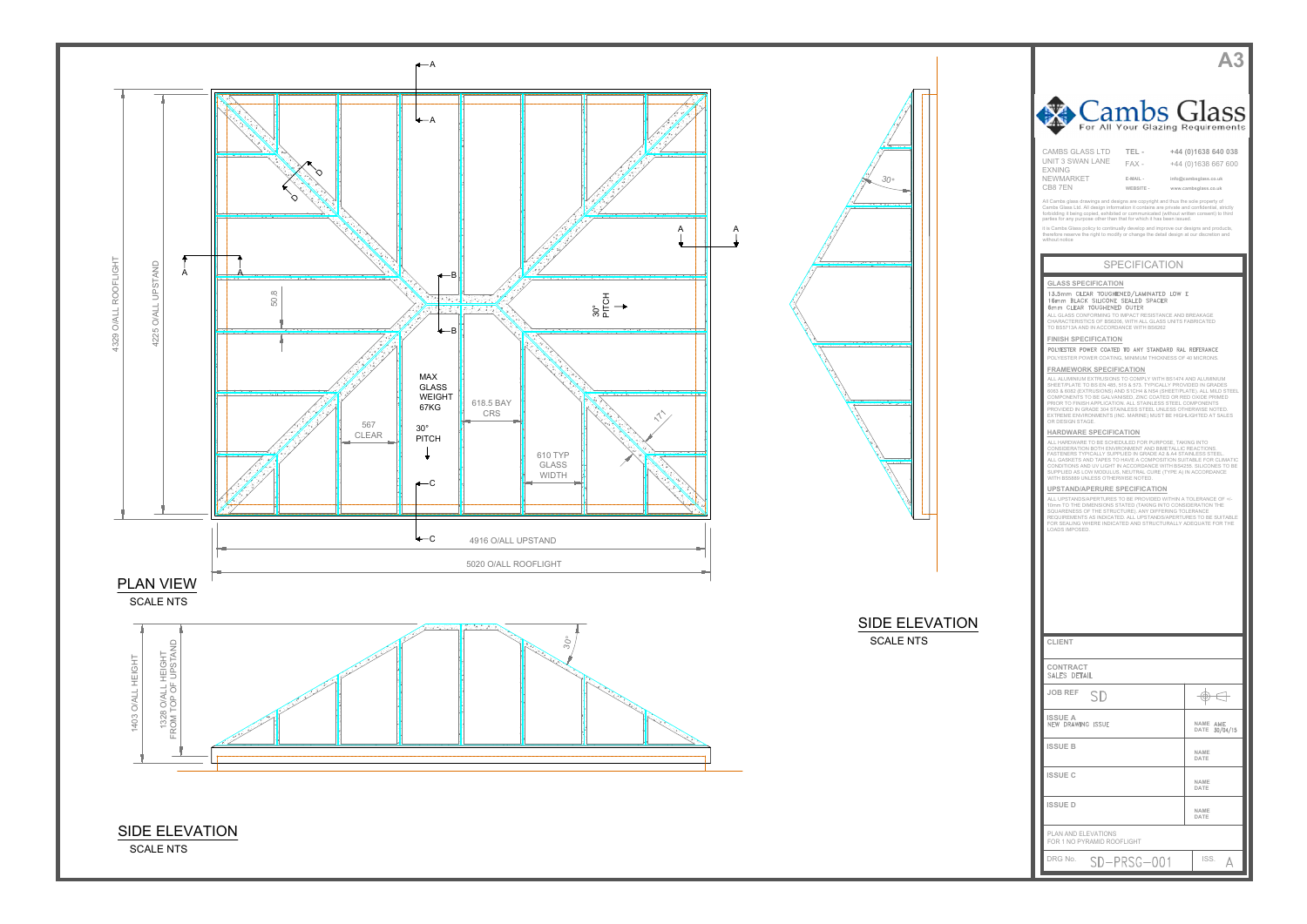A3

# Cambs Glass

For All Your Glazing Requirements

CAMBS GLASS LTD
UNIT 3 SWAN LANE
EXNING
NEWMARKET
CB8 7EN

TEL - +44 (0)1638 640 038
FAX - +44 (0)1638 667 600
E-MAIL - info@cambsglass.co.uk
WEBSITE - www.cambsglass.co.uk

All Cambs glass drawings and designs are copyright and thus the sole property of Cambs Glass Ltd. All design information it contains are private and confidential, strictly forbidding it being copied, exhibited or communicated (without written consent) to third parties for any purpose other than that for which it has been issued.

It is Cambs Glass policy to continually develop and improve our designs and products, therefore reserve the right to modify or change the detail design at our discretion and without notice.

## SPECIFICATION

### GLASS SPECIFICATION

13.5mm CLEAR TOUGHENED/LAMINATED LOW E
16mm BLACK SILICONE SEALED SPACER
6mm CLEAR TOUGHENED OUTER

ALL GLASS CONFORMING TO IMPACT RESISTANCE AND BREAKAGE CHARACTERISTICS OF BS6206, WITH ALL GLASS UNITS FABRICATED TO BS5713A AND IN ACCORDANCE WITH BS6262

### FINISH SPECIFICATION

POLYESTER POWER COATED TO ANY STANDARD RAL REFERANCE

POLYESTER POWER COATING, MINIMUM THICKNESS OF 40 MICRONS.

### FRAMEWORK SPECIFICATION

ALL ALUMINIUM EXTRUSIONS TO COMPLY WITH BS1474 AND ALUMINIUM SHEET/PLATE TO BS EN 485, 515 & 573. TYPICALLY PROVIDED IN GRADES 6063 & 6082 (EXTRUSIONS) AND S1CH4 & NS4 (SHEET/PLATE). ALL MILD STEEL COMPONENTS TO BE GALVANISED, ZINC COATED OR RED OXIDE PRIMED PRIOR TO FINISH APPLICATION. ALL STAINLESS STEEL COMPONENTS PROVIDED IN GRADE 304 STAINLESS STEEL UNLESS OTHERWISE NOTED. EXTREME ENVIRONMENTS (INC. MARINE) MUST BE HIGHLIGHTED AT SALES OR DESIGN STAGE.

### HARDWARE SPECIFICATION

ALL HARDWARE TO BE SCHEDULED FOR PURPOSE, TAKING INTO CONSIDERATION BOTH ENVIRONMENT AND BIMETALLIC REACTIONS. FASTENERS TYPICALLY SUPPLIED IN GRADE A2 & A4 STAINLESS STEEL. ALL GASKETS AND TAPES TO HAVE A COMPOSITION SUITABLE FOR CLIMATIC CONDITIONS AND UV LIGHT IN ACCORDANCE WITH BS4255. SILICONES TO BE SUPPLIED AS LOW MODULUS, NEUTRAL CURE (TYPE A) IN ACCORDANCE WITH BS5889 UNLESS OTHERWISE NOTED.

### UPSTAND/APERURE SPECIFICATION

ALL UPSTANDS/APERTURES TO BE PROVIDED WITHIN A TOLERANCE OF +/- 10mm TO THE DIMENSIONS STATED (TAKING INTO CONSIDERATION THE SQUARENESS OF THE STRUCTURE). ANY DIFFERING TOLERANCE REQUIREMENTS AS INDICATED. ALL UPSTANDS/APERTURES TO BE SUITABLE FOR SEALING WHERE INDICATED AND STRUCTURALLY ADEQUATE FOR THE LOADS IMPOSED.

| | |
|---|---|
| CLIENT | |
| CONTRACT: SALES DETAIL | |
| JOB REF: SD | |
| ISSUE A: NEW DRAWING ISSUE | NAME AME, DATE 30/04/15 |
| ISSUE B | NAME, DATE |
| ISSUE C | NAME, DATE |
| ISSUE D | NAME, DATE |
| PLAN AND ELEVATIONS FOR 1 NO PYRAMID ROOFLIGHT | |
| DRG No. SD-PRSG-001 | ISS. A |

## PLAN VIEW

SCALE NTS

4329 O/ALL ROOFLIGHT
4225 O/ALL UPSTAND
4916 O/ALL UPSTAND
5020 O/ALL ROOFLIGHT
50.8
MAX GLASS WEIGHT 67KG
618.5 BAY CRS
567 CLEAR
30° PITCH
610 TYP GLASS WIDTH
171

## SIDE ELEVATION

SCALE NTS

30°

## SIDE ELEVATION

SCALE NTS

1403 O/ALL HEIGHT
1328 O/ALL HEIGHT FROM TOP OF UPSTAND
30°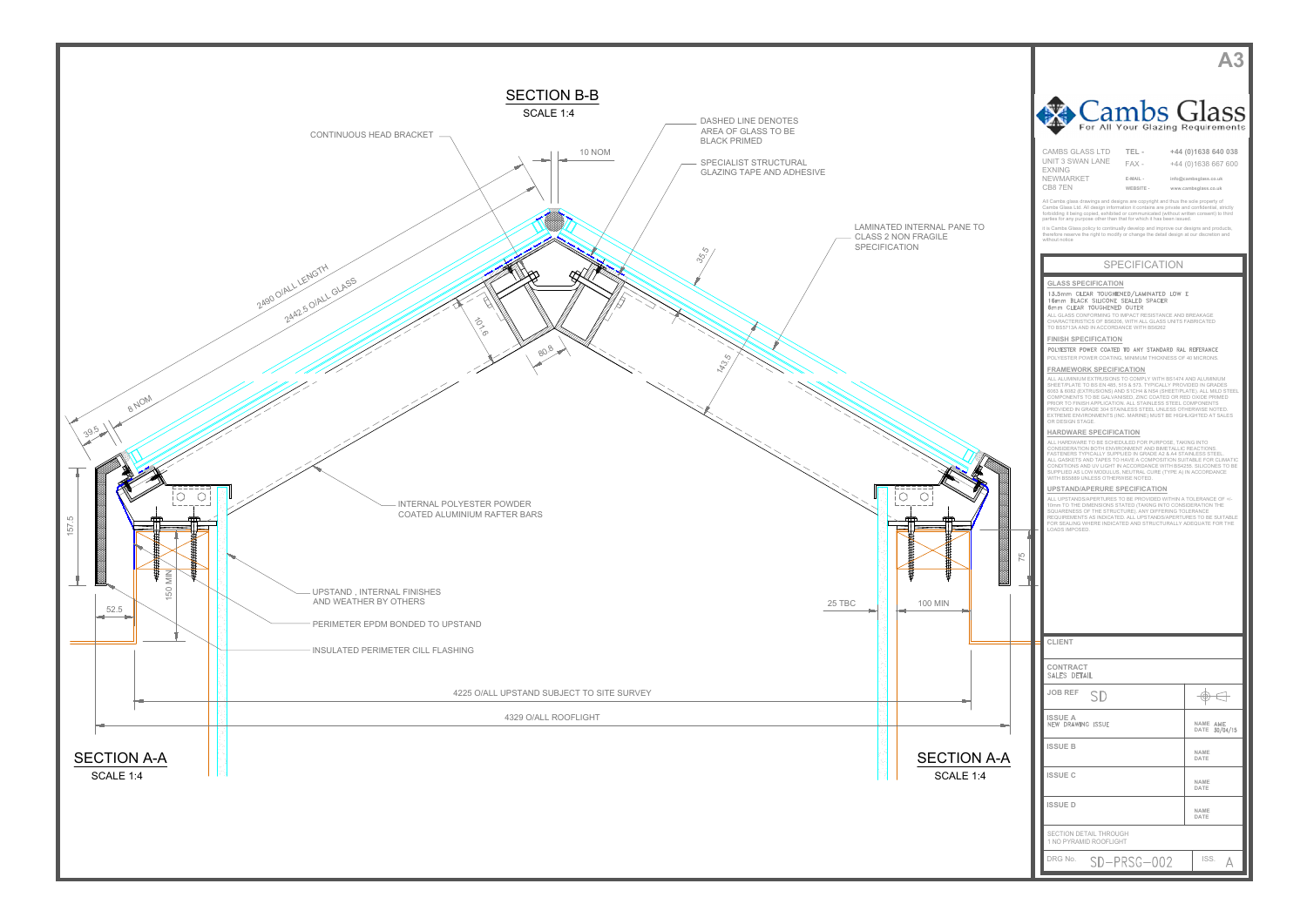# SECTION B-B

SCALE 1:4

CONTINUOUS HEAD BRACKET

10 NOM

DASHED LINE DENOTES AREA OF GLASS TO BE BLACK PRIMED

SPECIALIST STRUCTURAL GLAZING TAPE AND ADHESIVE

LAMINATED INTERNAL PANE TO CLASS 2 NON FRAGILE SPECIFICATION

2490 O/ALL LENGTH

2442.5 O/ALL GLASS

35.5

101.6

80.8

143.5

8 NOM

39.5

157.5

INTERNAL POLYESTER POWDER COATED ALUMINIUM RAFTER BARS

150 MIN

75

UPSTAND , INTERNAL FINISHES AND WEATHER BY OTHERS

52.5

25 TBC

100 MIN

PERIMETER EPDM BONDED TO UPSTAND

INSULATED PERIMETER CILL FLASHING

4225 O/ALL UPSTAND SUBJECT TO SITE SURVEY

4329 O/ALL ROOFLIGHT

## SECTION A-A

SCALE 1:4

## SECTION A-A

SCALE 1:4

---

A3

**Cambs Glass**
For All Your Glazing Requirements

CAMBS GLASS LTD
UNIT 3 SWAN LANE
EXNING
NEWMARKET
CB8 7EN

TEL - +44 (0)1638 640 038
FAX - +44 (0)1638 667 600
E-MAIL - info@cambsglass.co.uk
WEBSITE - www.cambsglass.co.uk

All Cambs glass drawings and designs are copyright and thus the sole property of Cambs Glass Ltd. All design information it contains are private and confidential, strictly forbidding it being copied, exhibited or communicated (without written consent) to third parties for any purpose other than that for which it has been issued.

It is Cambs Glass policy to continually develop and improve our designs and products, therefore reserve the right to modify or change the detail design at our discretion and without notice.

## SPECIFICATION

### GLASS SPECIFICATION

13.5mm CLEAR TOUGHENED/LAMINATED LOW E
16mm BLACK SILICONE SEALED SPACER
6mm CLEAR TOUGHENED OUTER

ALL GLASS CONFORMING TO IMPACT RESISTANCE AND BREAKAGE CHARACTERISTICS OF BS6206, WITH ALL GLASS UNITS FABRICATED TO BS5713A AND IN ACCORDANCE WITH BS6262

### FINISH SPECIFICATION

POLYESTER POWER COATED TO ANY STANDARD RAL REFERANCE

POLYESTER POWER COATING, MINIMUM THICKNESS OF 40 MICRONS.

### FRAMEWORK SPECIFICATION

ALL ALUMINIUM EXTRUSIONS TO COMPLY WITH BS1474 AND ALUMINIUM SHEET/PLATE TO BS EN 485, 515 & 573. TYPICALLY PROVIDED IN GRADES 6063 & 6082 (EXTRUSIONS) AND S1CH4 & NS4 (SHEET/PLATE). ALL MILD STEEL COMPONENTS TO BE GALVANISED, ZINC COATED OR RED OXIDE PRIMED PRIOR TO FINISH APPLICATION. ALL STAINLESS STEEL COMPONENTS PROVIDED IN GRADE 304 STAINLESS STEEL UNLESS OTHERWISE NOTED. EXTREME ENVIRONMENTS (INC. MARINE) MUST BE HIGHLIGHTED AT SALES OR DESIGN STAGE.

### HARDWARE SPECIFICATION

ALL HARDWARE TO BE SCHEDULED FOR PURPOSE, TAKING INTO CONSIDERATION BOTH ENVIRONMENT AND BIMETALLIC REACTIONS. FASTENERS TYPICALLY SUPPLIED IN GRADE A2 & A4 STAINLESS STEEL. ALL GASKETS AND TAPES TO HAVE A COMPOSITION SUITABLE FOR CLIMATIC CONDITIONS AND UV LIGHT IN ACCORDANCE WITH BS4255. SILICONES TO BE SUPPLIED AS LOW MODULUS, NEUTRAL CURE (TYPE A) IN ACCORDANCE WITH BS5889 UNLESS OTHERWISE NOTED.

### UPSTAND/APERURE SPECIFICATION

ALL UPSTANDS/APERTURES TO BE PROVIDED WITHIN A TOLERANCE OF +/- 10mm TO THE DIMENSIONS STATED (TAKING INTO CONSIDERATION THE SQUARENESS OF THE STRUCTURE). ANY DIFFERING TOLERANCE REQUIREMENTS AS INDICATED. ALL UPSTANDS/APERTURES TO BE SUITABLE FOR SEALING WHERE INDICATED AND STRUCTURALLY ADEQUATE FOR THE LOADS IMPOSED.

| | |
|---|---|
| CLIENT | |
| CONTRACT: SALES DETAIL | |
| JOB REF: SD | |
| ISSUE A: NEW DRAWING ISSUE | NAME AME / DATE 30/04/15 |
| ISSUE B | NAME / DATE |
| ISSUE C | NAME / DATE |
| ISSUE D | NAME / DATE |
| SECTION DETAIL THROUGH 1 NO PYRAMID ROOFLIGHT | |
| DRG No. SD-PRSG-002 | ISS. A |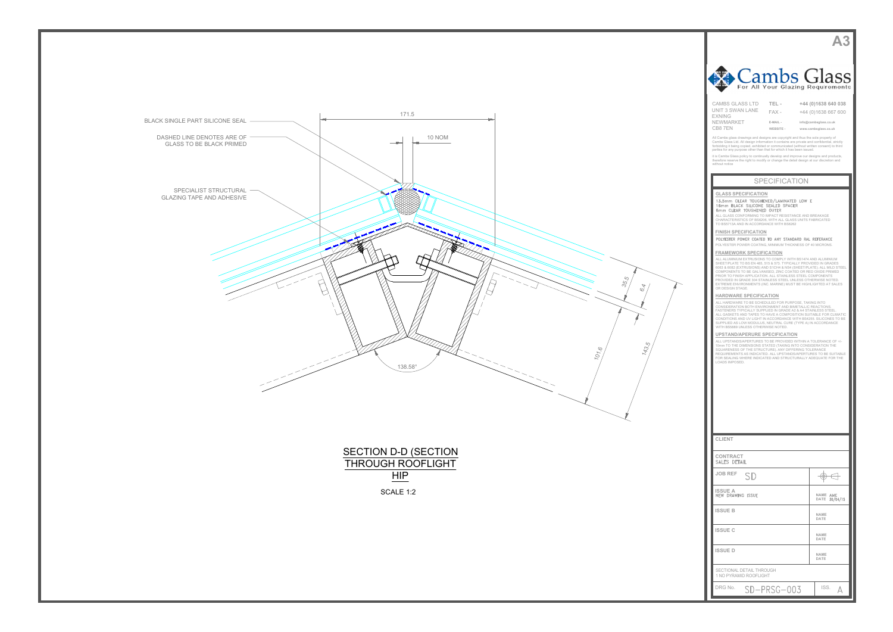BLACK SINGLE PART SILICONE SEAL

DASHED LINE DENOTES ARE OF GLASS TO BE BLACK PRIMED

SPECIALIST STRUCTURAL GLAZING TAPE AND ADHESIVE

171.5

10 NOM

35.5

6.4

101.6

143.5

138.58°

## SECTION D-D (SECTION THROUGH ROOFLIGHT HIP

SCALE 1:2

A3

Cambs Glass
For All Your Glazing Requirements

CAMBS GLASS LTD
UNIT 3 SWAN LANE
EXNING
NEWMARKET
CB8 7EN

TEL - +44 (0)1638 640 038
FAX - +44 (0)1638 667 600
E-MAIL - info@cambsglass.co.uk
WEBSITE - www.cambsglass.co.uk

All Cambs glass drawings and designs are copyright and thus the sole property of Cambs Glass Ltd. All design information it contains are private and confidential, strictly forbidding it being copied, exhibited or communicated (without written consent) to third parties for any purpose other than that for which it has been issued.

It is Cambs Glass policy to continually develop and improve our designs and products, therefore reserve the right to modify or change the detail design at our discretion and without notice

## SPECIFICATION

**GLASS SPECIFICATION**

13.5mm CLEAR TOUGHENED/LAMINATED LOW E
16mm BLACK SILICONE SEALED SPACER
8mm CLEAR TOUGHENED OUTER

ALL GLASS CONFORMING TO IMPACT RESISTANCE AND BREAKAGE CHARACTERISTICS OF BS6206, WITH ALL GLASS UNITS FABRICATED TO BS5713A AND IN ACCORDANCE WITH BS6262

**FINISH SPECIFICATION**

POLYESTER POWER COATED TO ANY STANDARD RAL REFERANCE

POLYESTER POWER COATING, MINIMUM THICKNESS OF 40 MICRONS.

**FRAMEWORK SPECIFICATION**

ALL ALUMINIUM EXTRUSIONS TO COMPLY WITH BS1474 AND ALUMINIUM SHEET/PLATE TO BS EN 485, 515 & 573. TYPICALLY PROVIDED IN GRADES 6063 & 6082 (EXTRUSIONS) AND S1CH4 & NS4 (SHEET/PLATE). ALL MILD STEEL COMPONENTS TO BE GALVANISED, ZINC COATED OR RED OXIDE PRIMED PRIOR TO FINISH APPLICATION. ALL STAINLESS STEEL COMPONENTS PROVIDED IN GRADE 304 STAINLESS STEEL UNLESS OTHERWISE NOTED. EXTREME ENVIRONMENTS (INC. MARINE) MUST BE HIGHLIGHTED AT SALES OR DESIGN STAGE.

**HARDWARE SPECIFICATION**

ALL HARDWARE TO BE SCHEDULED FOR PURPOSE, TAKING INTO CONSIDERATION BOTH ENVIRONMENT AND BIMETALLIC REACTIONS. FASTENERS TYPICALLY SUPPLIED IN GRADE A2 & A4 STAINLESS STEEL. ALL GASKETS AND TAPES TO HAVE A COMPOSITION SUITABLE FOR CLIMATIC CONDITIONS AND UV LIGHT IN ACCORDANCE WITH BS4255. SILICONES TO BE SUPPLIED AS LOW MODULUS, NEUTRAL CURE (TYPE A) IN ACCORDANCE WITH BS5889 UNLESS OTHERWISE NOTED.

**UPSTAND/APERURE SPECIFICATION**

ALL UPSTANDS/APERTURES TO BE PROVIDED WITHIN A TOLERANCE OF +/- 10mm TO THE DIMENSIONS STATED (TAKING INTO CONSIDERATION THE SQUARENESS OF THE STRUCTURE). ANY DIFFERING TOLERANCE REQUIREMENTS AS INDICATED. ALL UPSTANDS/APERTURES TO BE SUITABLE FOR SEALING WHERE INDICATED AND STRUCTURALLY ADEQUATE FOR THE LOADS IMPOSED.

| | |
|---|---|
| CLIENT | |
| CONTRACT SALES DETAIL | |
| JOB REF SD | |
| ISSUE A NEW DRAWING ISSUE | NAME AME DATE 30/04/13 |
| ISSUE B | NAME DATE |
| ISSUE C | NAME DATE |
| ISSUE D | NAME DATE |
| SECTIONAL DETAIL THROUGH 1 NO PYRAMID ROOFLIGHT | |
| DRG No. SD-PRSG-003 | ISS. A |